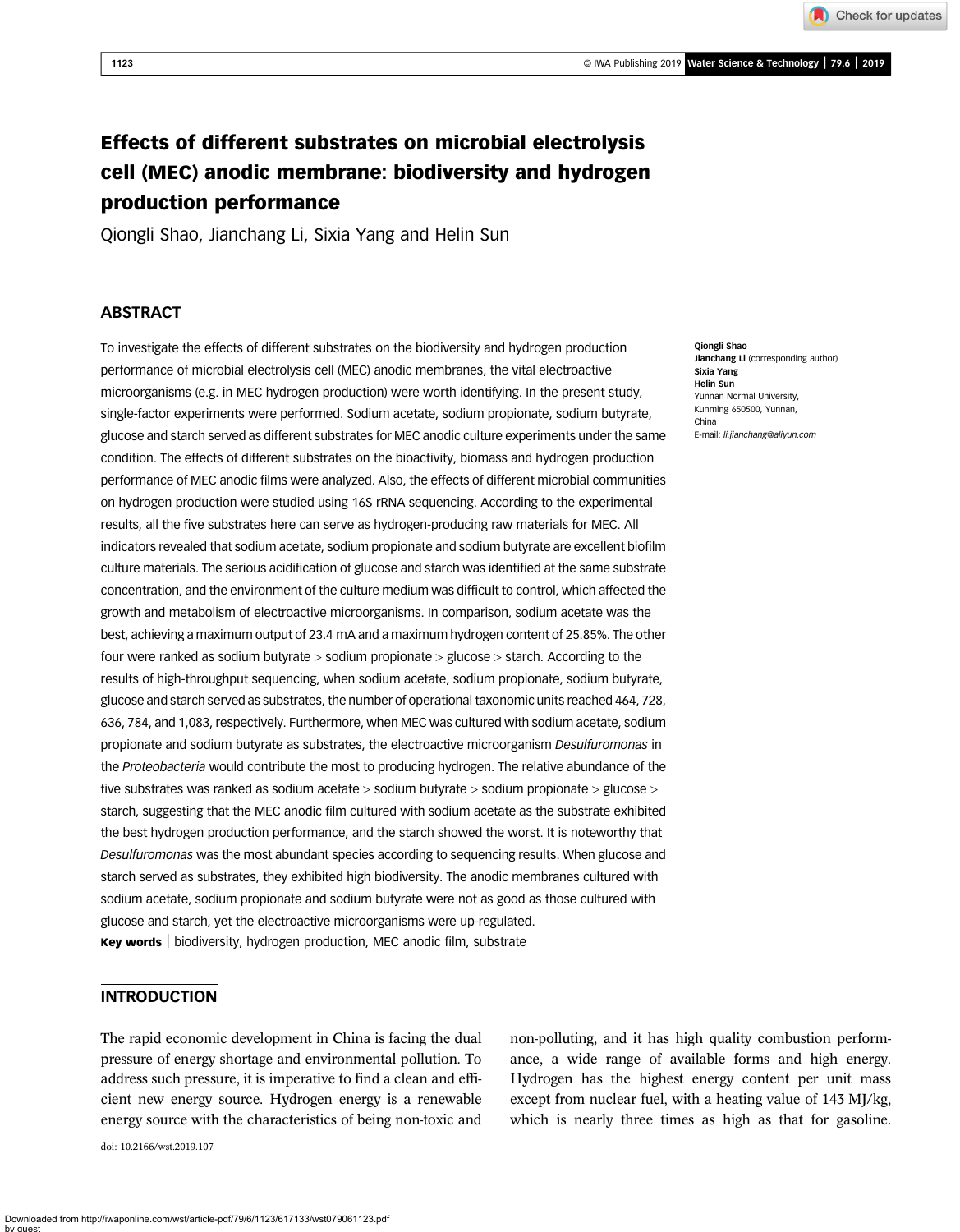# Effects of different substrates on microbial electrolysis cell (MEC) anodic membrane: biodiversity and hydrogen production performance

Qiongli Shao, Jianchang Li, Sixia Yang and Helin Sun

## ABSTRACT

To investigate the effects of different substrates on the biodiversity and hydrogen production performance of microbial electrolysis cell (MEC) anodic membranes, the vital electroactive microorganisms (e.g. in MEC hydrogen production) were worth identifying. In the present study, single-factor experiments were performed. Sodium acetate, sodium propionate, sodium butyrate, glucose and starch served as different substrates for MEC anodic culture experiments under the same condition. The effects of different substrates on the bioactivity, biomass and hydrogen production performance of MEC anodic films were analyzed. Also, the effects of different microbial communities on hydrogen production were studied using 16S rRNA sequencing. According to the experimental results, all the five substrates here can serve as hydrogen-producing raw materials for MEC. All indicators revealed that sodium acetate, sodium propionate and sodium butyrate are excellent biofilm culture materials. The serious acidification of glucose and starch was identified at the same substrate concentration, and the environment of the culture medium was difficult to control, which affected the growth and metabolism of electroactive microorganisms. In comparison, sodium acetate was the best, achieving a maximum output of 23.4 mA and a maximum hydrogen content of 25.85%. The other four were ranked as sodium butyrate > sodium propionate > glucose > starch. According to the results of high-throughput sequencing, when sodium acetate, sodium propionate, sodium butyrate, glucose and starch served as substrates, the number of operational taxonomic units reached 464, 728, 636, 784, and 1,083, respectively. Furthermore, when MEC was cultured with sodium acetate, sodium propionate and sodium butyrate as substrates, the electroactive microorganism *Desulfuromonas* in the *Proteobacteria* would contribute the most to producing hydrogen. The relative abundance of the five substrates was ranked as sodium acetate > sodium butyrate > sodium propionate > glucose > starch, suggesting that the MEC anodic film cultured with sodium acetate as the substrate exhibited the best hydrogen production performance, and the starch showed the worst. It is noteworthy that *Desulfuromonas* was the most abundant species according to sequencing results. When glucose and starch served as substrates, they exhibited high biodiversity. The anodic membranes cultured with sodium acetate, sodium propionate and sodium butyrate were not as good as those cultured with glucose and starch, yet the electroactive microorganisms were up-regulated.

**Key words** | biodiversity, hydrogen production, MEC anodic film, substrate

**Qiongli Shao**
**Jianchang Li** (corresponding author)
**Sixia Yang**
**Helin Sun**
Yunnan Normal University,
Kunming 650500, Yunnan,
China
E-mail: *li.jianchang@aliyun.com*

## INTRODUCTION

The rapid economic development in China is facing the dual pressure of energy shortage and environmental pollution. To address such pressure, it is imperative to find a clean and efficient new energy source. Hydrogen energy is a renewable energy source with the characteristics of being non-toxic and non-polluting, and it has high quality combustion performance, a wide range of available forms and high energy. Hydrogen has the highest energy content per unit mass except from nuclear fuel, with a heating value of 143 MJ/kg, which is nearly three times as high as that for gasoline.

doi: 10.2166/wst.2019.107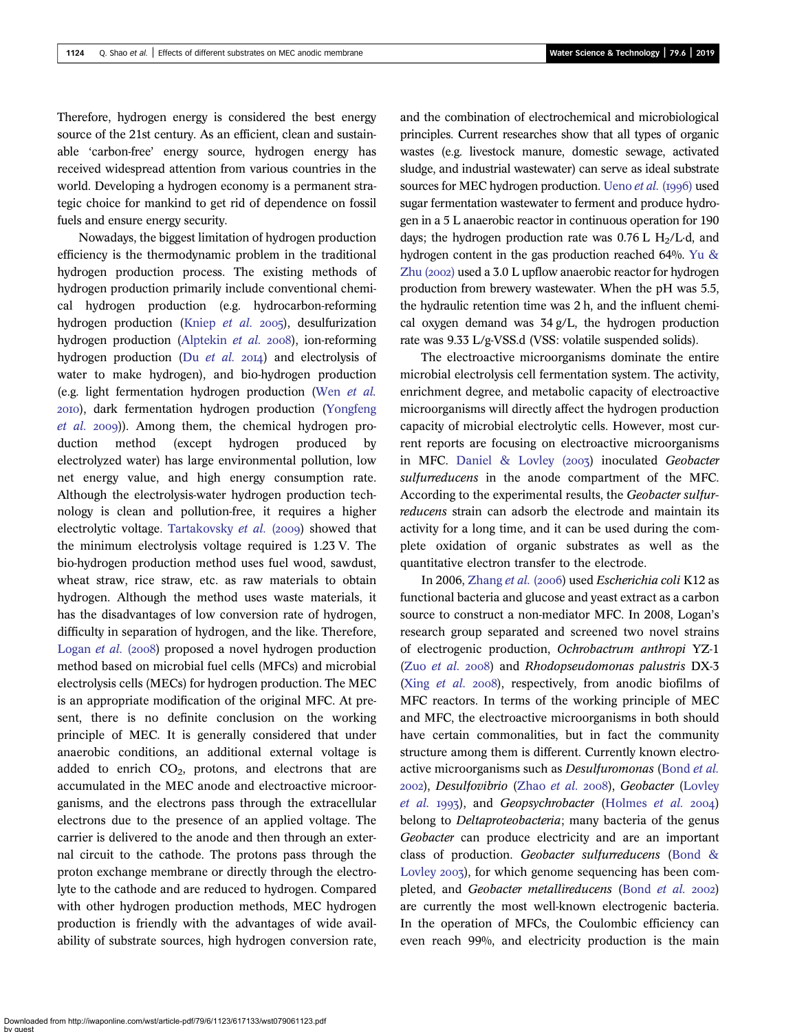Therefore, hydrogen energy is considered the best energy source of the 21st century. As an efficient, clean and sustainable 'carbon-free' energy source, hydrogen energy has received widespread attention from various countries in the world. Developing a hydrogen economy is a permanent strategic choice for mankind to get rid of dependence on fossil fuels and ensure energy security.

Nowadays, the biggest limitation of hydrogen production efficiency is the thermodynamic problem in the traditional hydrogen production process. The existing methods of hydrogen production primarily include conventional chemical hydrogen production (e.g. hydrocarbon-reforming hydrogen production (Kniep *et al.* 2005), desulfurization hydrogen production (Alptekin *et al.* 2008), ion-reforming hydrogen production (Du *et al.* 2014) and electrolysis of water to make hydrogen), and bio-hydrogen production (e.g. light fermentation hydrogen production (Wen *et al.* 2010), dark fermentation hydrogen production (Yongfeng *et al.* 2009)). Among them, the chemical hydrogen production method (except hydrogen produced by electrolyzed water) has large environmental pollution, low net energy value, and high energy consumption rate. Although the electrolysis-water hydrogen production technology is clean and pollution-free, it requires a higher electrolytic voltage. Tartakovsky *et al.* (2009) showed that the minimum electrolysis voltage required is 1.23 V. The bio-hydrogen production method uses fuel wood, sawdust, wheat straw, rice straw, etc. as raw materials to obtain hydrogen. Although the method uses waste materials, it has the disadvantages of low conversion rate of hydrogen, difficulty in separation of hydrogen, and the like. Therefore, Logan *et al.* (2008) proposed a novel hydrogen production method based on microbial fuel cells (MFCs) and microbial electrolysis cells (MECs) for hydrogen production. The MEC is an appropriate modification of the original MFC. At present, there is no definite conclusion on the working principle of MEC. It is generally considered that under anaerobic conditions, an additional external voltage is added to enrich $CO_2$, protons, and electrons that are accumulated in the MEC anode and electroactive microorganisms, and the electrons pass through the extracellular electrons due to the presence of an applied voltage. The carrier is delivered to the anode and then through an external circuit to the cathode. The protons pass through the proton exchange membrane or directly through the electrolyte to the cathode and are reduced to hydrogen. Compared with other hydrogen production methods, MEC hydrogen production is friendly with the advantages of wide availability of substrate sources, high hydrogen conversion rate, and the combination of electrochemical and microbiological principles. Current researches show that all types of organic wastes (e.g. livestock manure, domestic sewage, activated sludge, and industrial wastewater) can serve as ideal substrate sources for MEC hydrogen production. Ueno *et al.* (1996) used sugar fermentation wastewater to ferment and produce hydrogen in a 5 L anaerobic reactor in continuous operation for 190 days; the hydrogen production rate was 0.76 L $H_2$/L·d, and hydrogen content in the gas production reached 64%. Yu & Zhu (2002) used a 3.0 L upflow anaerobic reactor for hydrogen production from brewery wastewater. When the pH was 5.5, the hydraulic retention time was 2 h, and the influent chemical oxygen demand was 34 g/L, the hydrogen production rate was 9.33 L/g-VSS.d (VSS: volatile suspended solids).

The electroactive microorganisms dominate the entire microbial electrolysis cell fermentation system. The activity, enrichment degree, and metabolic capacity of electroactive microorganisms will directly affect the hydrogen production capacity of microbial electrolytic cells. However, most current reports are focusing on electroactive microorganisms in MFC. Daniel & Lovley (2003) inoculated *Geobacter sulfurreducens* in the anode compartment of the MFC. According to the experimental results, the *Geobacter sulfurreducens* strain can adsorb the electrode and maintain its activity for a long time, and it can be used during the complete oxidation of organic substrates as well as the quantitative electron transfer to the electrode.

In 2006, Zhang *et al.* (2006) used *Escherichia coli* K12 as functional bacteria and glucose and yeast extract as a carbon source to construct a non-mediator MFC. In 2008, Logan's research group separated and screened two novel strains of electrogenic production, *Ochrobactrum anthropi* YZ-1 (Zuo *et al.* 2008) and *Rhodopseudomonas palustris* DX-3 (Xing *et al.* 2008), respectively, from anodic biofilms of MFC reactors. In terms of the working principle of MEC and MFC, the electroactive microorganisms in both should have certain commonalities, but in fact the community structure among them is different. Currently known electroactive microorganisms such as *Desulfuromonas* (Bond *et al.* 2002), *Desulfovibrio* (Zhao *et al.* 2008), *Geobacter* (Lovley *et al.* 1993), and *Geopsychrobacter* (Holmes *et al.* 2004) belong to *Deltaproteobacteria*; many bacteria of the genus *Geobacter* can produce electricity and are an important class of production. *Geobacter sulfurreducens* (Bond & Lovley 2003), for which genome sequencing has been completed, and *Geobacter metallireducens* (Bond *et al.* 2002) are currently the most well-known electrogenic bacteria. In the operation of MFCs, the Coulombic efficiency can even reach 99%, and electricity production is the main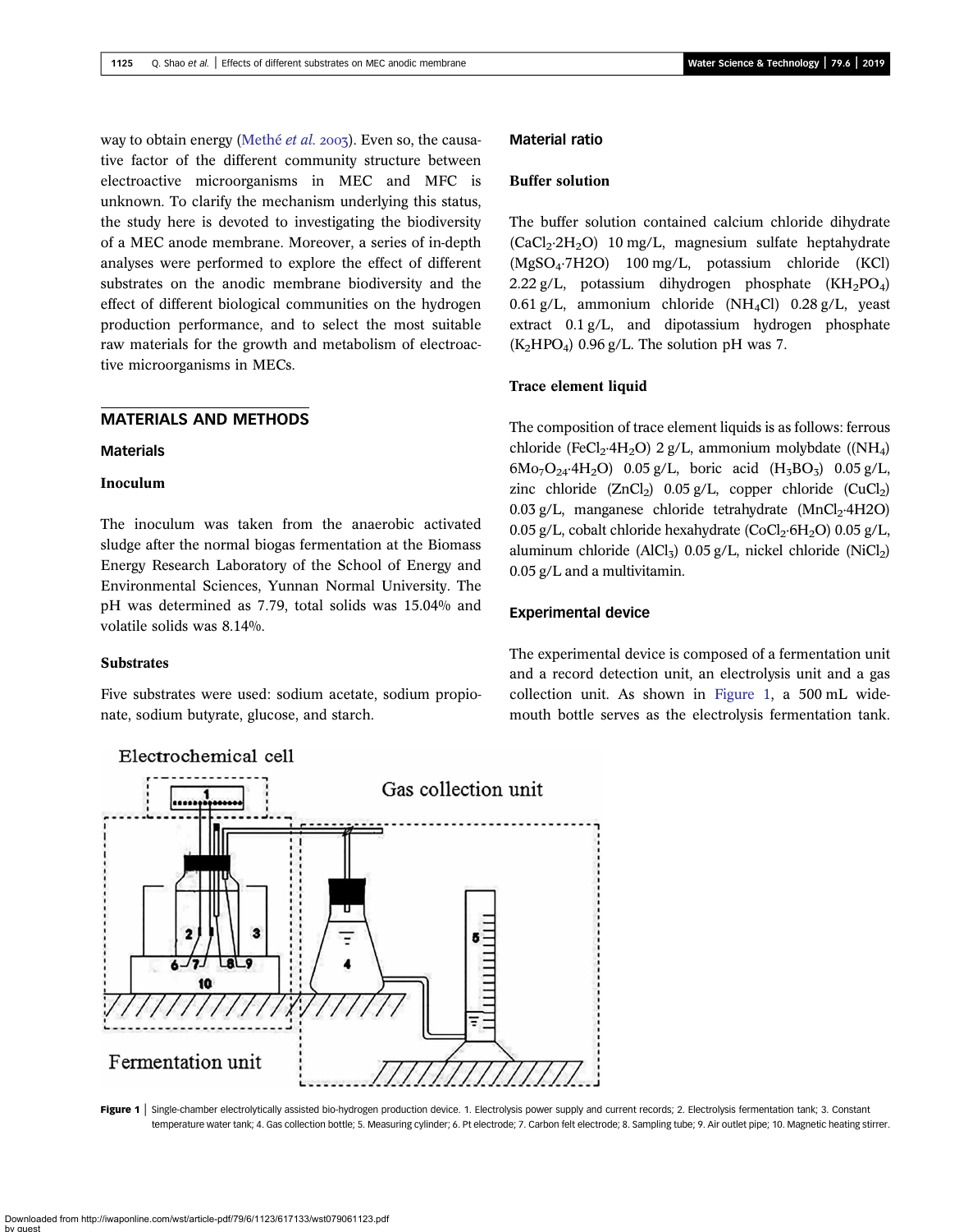way to obtain energy (Methé *et al.* 2003). Even so, the causative factor of the different community structure between electroactive microorganisms in MEC and MFC is unknown. To clarify the mechanism underlying this status, the study here is devoted to investigating the biodiversity of a MEC anode membrane. Moreover, a series of in-depth analyses were performed to explore the effect of different substrates on the anodic membrane biodiversity and the effect of different biological communities on the hydrogen production performance, and to select the most suitable raw materials for the growth and metabolism of electroactive microorganisms in MECs.

## MATERIALS AND METHODS

### Materials

#### Inoculum

The inoculum was taken from the anaerobic activated sludge after the normal biogas fermentation at the Biomass Energy Research Laboratory of the School of Energy and Environmental Sciences, Yunnan Normal University. The pH was determined as 7.79, total solids was 15.04% and volatile solids was 8.14%.

#### Substrates

Five substrates were used: sodium acetate, sodium propionate, sodium butyrate, glucose, and starch.

### Material ratio

#### Buffer solution

The buffer solution contained calcium chloride dihydrate ($CaCl_2{\cdot}2H_2O$) 10 mg/L, magnesium sulfate heptahydrate ($MgSO_4{\cdot}7H2O$) 100 mg/L, potassium chloride (KCl) 2.22 g/L, potassium dihydrogen phosphate ($KH_2PO_4$) 0.61 g/L, ammonium chloride ($NH_4Cl$) 0.28 g/L, yeast extract 0.1 g/L, and dipotassium hydrogen phosphate ($K_2HPO_4$) 0.96 g/L. The solution pH was 7.

#### Trace element liquid

The composition of trace element liquids is as follows: ferrous chloride ($FeCl_2{\cdot}4H_2O$) 2 g/L, ammonium molybdate ($(NH_4)6Mo_7O_{24}{\cdot}4H_2O$) 0.05 g/L, boric acid ($H_3BO_3$) 0.05 g/L, zinc chloride ($ZnCl_2$) 0.05 g/L, copper chloride ($CuCl_2$) 0.03 g/L, manganese chloride tetrahydrate ($MnCl_2{\cdot}4H2O$) 0.05 g/L, cobalt chloride hexahydrate ($CoCl_2{\cdot}6H_2O$) 0.05 g/L, aluminum chloride ($AlCl_3$) 0.05 g/L, nickel chloride ($NiCl_2$) 0.05 g/L and a multivitamin.

### Experimental device

The experimental device is composed of a fermentation unit and a record detection unit, an electrolysis unit and a gas collection unit. As shown in Figure 1, a 500 mL wide-mouth bottle serves as the electrolysis fermentation tank.

**Figure 1** | Single-chamber electrolytically assisted bio-hydrogen production device. 1. Electrolysis power supply and current records; 2. Electrolysis fermentation tank; 3. Constant temperature water tank; 4. Gas collection bottle; 5. Measuring cylinder; 6. Pt electrode; 7. Carbon felt electrode; 8. Sampling tube; 9. Air outlet pipe; 10. Magnetic heating stirrer.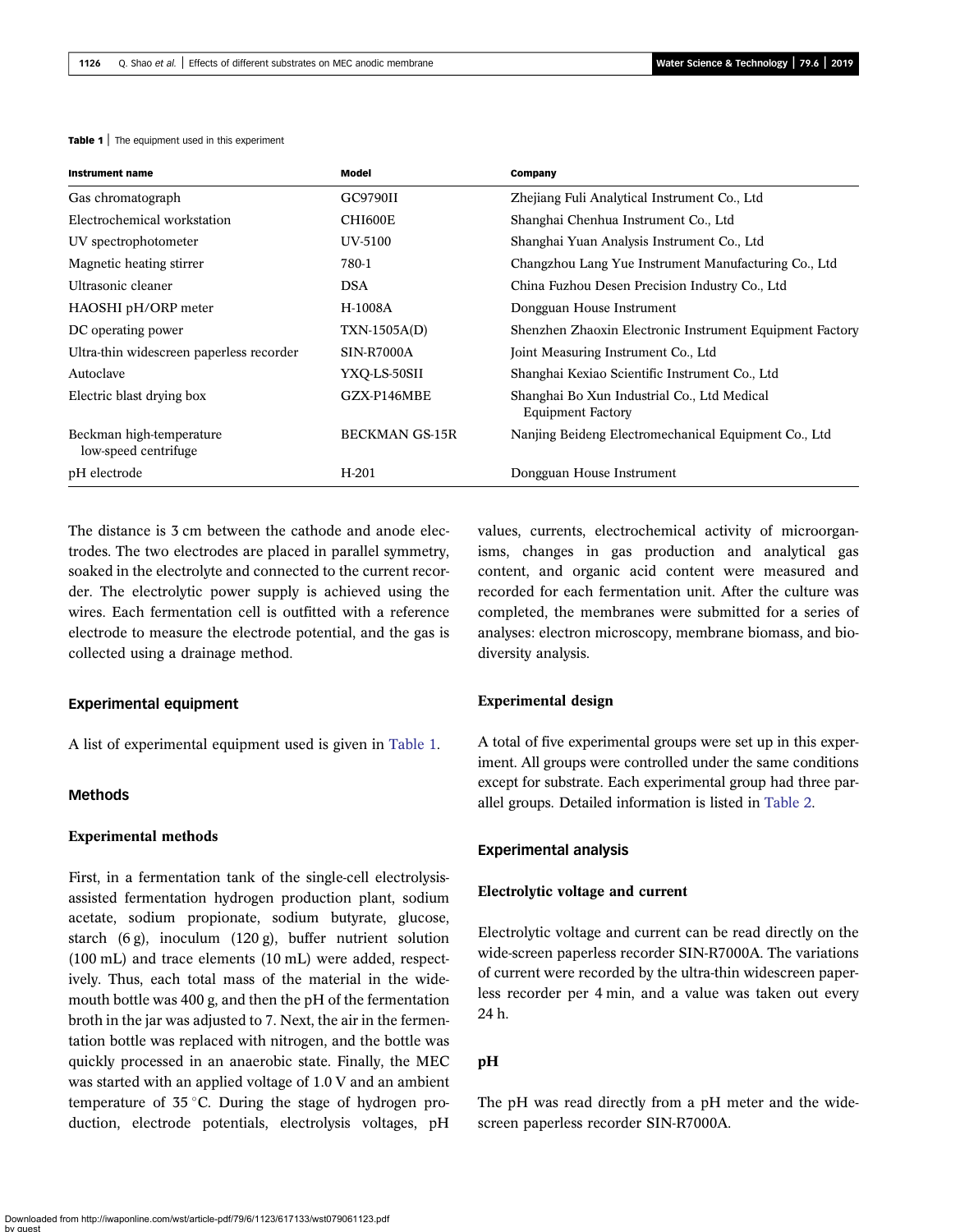**Table 1** | The equipment used in this experiment

| Instrument name | Model | Company |
|---|---|---|
| Gas chromatograph | GC9790II | Zhejiang Fuli Analytical Instrument Co., Ltd |
| Electrochemical workstation | CHI600E | Shanghai Chenhua Instrument Co., Ltd |
| UV spectrophotometer | UV-5100 | Shanghai Yuan Analysis Instrument Co., Ltd |
| Magnetic heating stirrer | 780-1 | Changzhou Lang Yue Instrument Manufacturing Co., Ltd |
| Ultrasonic cleaner | DSA | China Fuzhou Desen Precision Industry Co., Ltd |
| HAOSHI pH/ORP meter | H-1008A | Dongguan House Instrument |
| DC operating power | TXN-1505A(D) | Shenzhen Zhaoxin Electronic Instrument Equipment Factory |
| Ultra-thin widescreen paperless recorder | SIN-R7000A | Joint Measuring Instrument Co., Ltd |
| Autoclave | YXQ-LS-50SII | Shanghai Kexiao Scientific Instrument Co., Ltd |
| Electric blast drying box | GZX-P146MBE | Shanghai Bo Xun Industrial Co., Ltd Medical Equipment Factory |
| Beckman high-temperature low-speed centrifuge | BECKMAN GS-15R | Nanjing Beideng Electromechanical Equipment Co., Ltd |
| pH electrode | H-201 | Dongguan House Instrument |

The distance is 3 cm between the cathode and anode electrodes. The two electrodes are placed in parallel symmetry, soaked in the electrolyte and connected to the current recorder. The electrolytic power supply is achieved using the wires. Each fermentation cell is outfitted with a reference electrode to measure the electrode potential, and the gas is collected using a drainage method.

## Experimental equipment

A list of experimental equipment used is given in Table 1.

## Methods

### Experimental methods

First, in a fermentation tank of the single-cell electrolysis-assisted fermentation hydrogen production plant, sodium acetate, sodium propionate, sodium butyrate, glucose, starch (6 g), inoculum (120 g), buffer nutrient solution (100 mL) and trace elements (10 mL) were added, respectively. Thus, each total mass of the material in the wide-mouth bottle was 400 g, and then the pH of the fermentation broth in the jar was adjusted to 7. Next, the air in the fermentation bottle was replaced with nitrogen, and the bottle was quickly processed in an anaerobic state. Finally, the MEC was started with an applied voltage of 1.0 V and an ambient temperature of 35 °C. During the stage of hydrogen production, electrode potentials, electrolysis voltages, pH values, currents, electrochemical activity of microorganisms, changes in gas production and analytical gas content, and organic acid content were measured and recorded for each fermentation unit. After the culture was completed, the membranes were submitted for a series of analyses: electron microscopy, membrane biomass, and biodiversity analysis.

### Experimental design

A total of five experimental groups were set up in this experiment. All groups were controlled under the same conditions except for substrate. Each experimental group had three parallel groups. Detailed information is listed in Table 2.

## Experimental analysis

### Electrolytic voltage and current

Electrolytic voltage and current can be read directly on the wide-screen paperless recorder SIN-R7000A. The variations of current were recorded by the ultra-thin widescreen paperless recorder per 4 min, and a value was taken out every 24 h.

### pH

The pH was read directly from a pH meter and the wide-screen paperless recorder SIN-R7000A.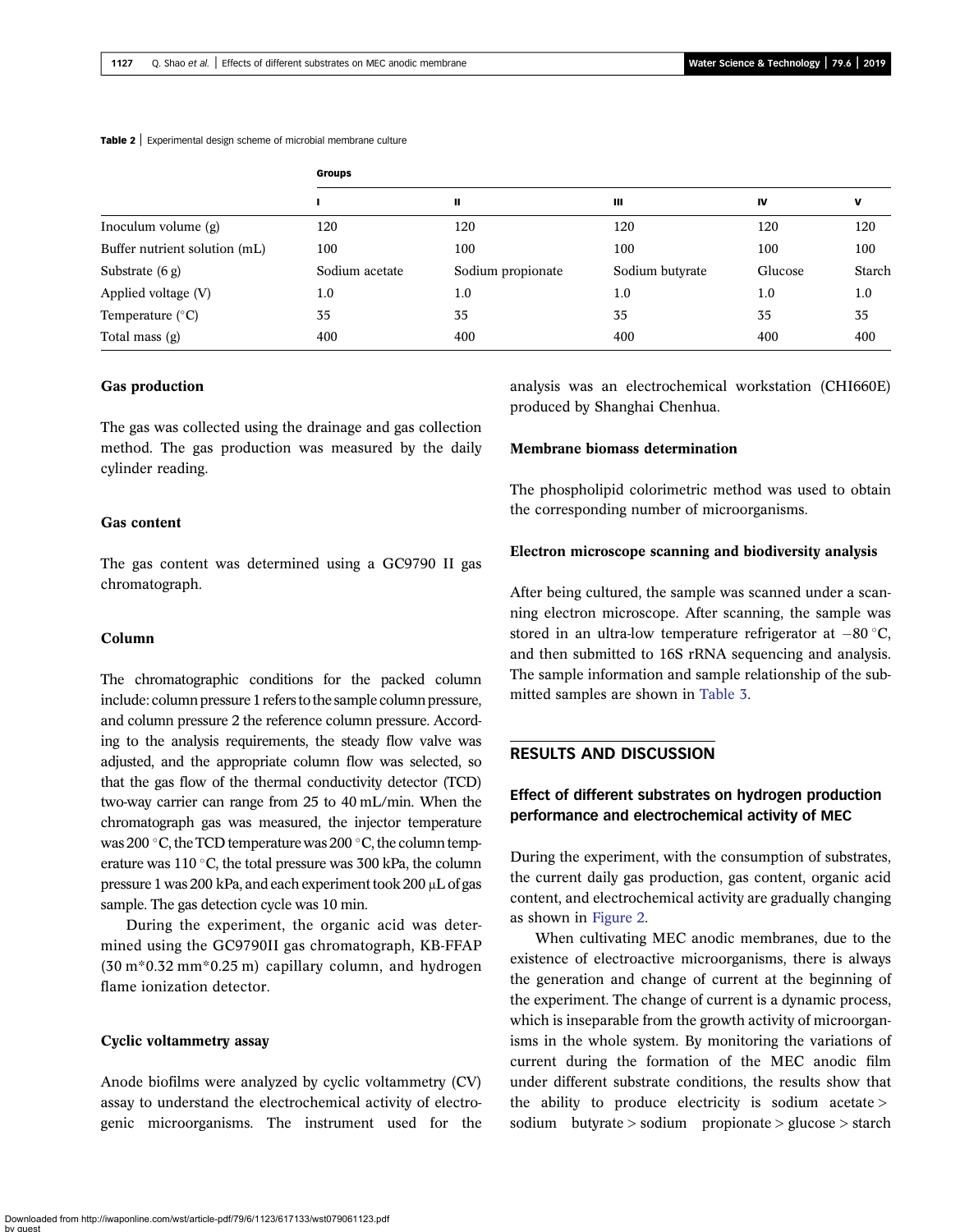**Table 2** | Experimental design scheme of microbial membrane culture

| | Groups | | | | |
|---|---|---|---|---|---|
| | I | II | III | IV | V |
| Inoculum volume (g) | 120 | 120 | 120 | 120 | 120 |
| Buffer nutrient solution (mL) | 100 | 100 | 100 | 100 | 100 |
| Substrate (6 g) | Sodium acetate | Sodium propionate | Sodium butyrate | Glucose | Starch |
| Applied voltage (V) | 1.0 | 1.0 | 1.0 | 1.0 | 1.0 |
| Temperature (°C) | 35 | 35 | 35 | 35 | 35 |
| Total mass (g) | 400 | 400 | 400 | 400 | 400 |

### Gas production

The gas was collected using the drainage and gas collection method. The gas production was measured by the daily cylinder reading.

### Gas content

The gas content was determined using a GC9790 II gas chromatograph.

### Column

The chromatographic conditions for the packed column include: column pressure 1 refers to the sample column pressure, and column pressure 2 the reference column pressure. According to the analysis requirements, the steady flow valve was adjusted, and the appropriate column flow was selected, so that the gas flow of the thermal conductivity detector (TCD) two-way carrier can range from 25 to 40 mL/min. When the chromatograph gas was measured, the injector temperature was 200 °C, the TCD temperature was 200 °C, the column temperature was 110 °C, the total pressure was 300 kPa, the column pressure 1 was 200 kPa, and each experiment took 200 μL of gas sample. The gas detection cycle was 10 min.

During the experiment, the organic acid was determined using the GC9790II gas chromatograph, KB-FFAP (30 m*0.32 mm*0.25 m) capillary column, and hydrogen flame ionization detector.

### Cyclic voltammetry assay

Anode biofilms were analyzed by cyclic voltammetry (CV) assay to understand the electrochemical activity of electrogenic microorganisms. The instrument used for the analysis was an electrochemical workstation (CHI660E) produced by Shanghai Chenhua.

### Membrane biomass determination

The phospholipid colorimetric method was used to obtain the corresponding number of microorganisms.

### Electron microscope scanning and biodiversity analysis

After being cultured, the sample was scanned under a scanning electron microscope. After scanning, the sample was stored in an ultra-low temperature refrigerator at −80 °C, and then submitted to 16S rRNA sequencing and analysis. The sample information and sample relationship of the submitted samples are shown in Table 3.

## RESULTS AND DISCUSSION

### Effect of different substrates on hydrogen production performance and electrochemical activity of MEC

During the experiment, with the consumption of substrates, the current daily gas production, gas content, organic acid content, and electrochemical activity are gradually changing as shown in Figure 2.

When cultivating MEC anodic membranes, due to the existence of electroactive microorganisms, there is always the generation and change of current at the beginning of the experiment. The change of current is a dynamic process, which is inseparable from the growth activity of microorganisms in the whole system. By monitoring the variations of current during the formation of the MEC anodic film under different substrate conditions, the results show that the ability to produce electricity is sodium acetate > sodium butyrate > sodium propionate > glucose > starch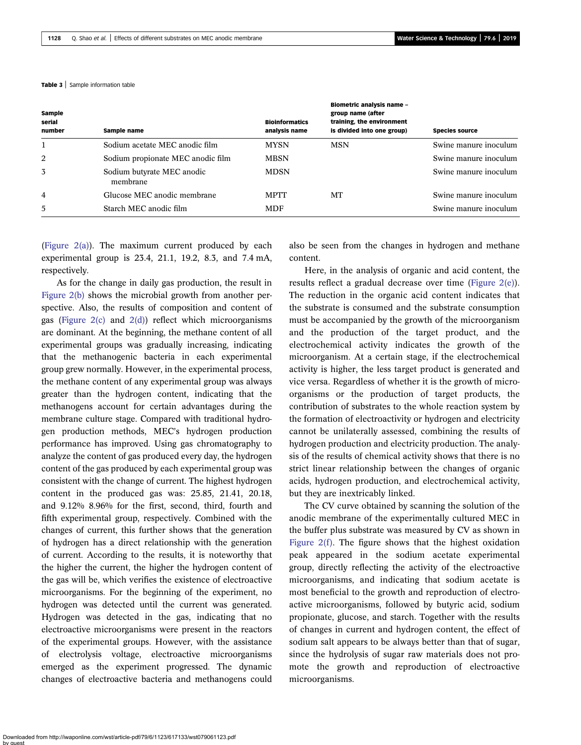**Table 3** | Sample information table

| Sample serial number | Sample name | Bioinformatics analysis name | Biometric analysis name – group name (after training, the environment is divided into one group) | Species source |
|---|---|---|---|---|
| 1 | Sodium acetate MEC anodic film | MYSN | MSN | Swine manure inoculum |
| 2 | Sodium propionate MEC anodic film | MBSN | | Swine manure inoculum |
| 3 | Sodium butyrate MEC anodic membrane | MDSN | | Swine manure inoculum |
| 4 | Glucose MEC anodic membrane | MPTT | MT | Swine manure inoculum |
| 5 | Starch MEC anodic film | MDF | | Swine manure inoculum |

(Figure 2(a)). The maximum current produced by each experimental group is 23.4, 21.1, 19.2, 8.3, and 7.4 mA, respectively.

As for the change in daily gas production, the result in Figure 2(b) shows the microbial growth from another perspective. Also, the results of composition and content of gas (Figure 2(c) and 2(d)) reflect which microorganisms are dominant. At the beginning, the methane content of all experimental groups was gradually increasing, indicating that the methanogenic bacteria in each experimental group grew normally. However, in the experimental process, the methane content of any experimental group was always greater than the hydrogen content, indicating that the methanogens account for certain advantages during the membrane culture stage. Compared with traditional hydrogen production methods, MEC's hydrogen production performance has improved. Using gas chromatography to analyze the content of gas produced every day, the hydrogen content of the gas produced by each experimental group was consistent with the change of current. The highest hydrogen content in the produced gas was: 25.85, 21.41, 20.18, and 9.12% 8.96% for the first, second, third, fourth and fifth experimental group, respectively. Combined with the changes of current, this further shows that the generation of hydrogen has a direct relationship with the generation of current. According to the results, it is noteworthy that the higher the current, the higher the hydrogen content of the gas will be, which verifies the existence of electroactive microorganisms. For the beginning of the experiment, no hydrogen was detected until the current was generated. Hydrogen was detected in the gas, indicating that no electroactive microorganisms were present in the reactors of the experimental groups. However, with the assistance of electrolysis voltage, electroactive microorganisms emerged as the experiment progressed. The dynamic changes of electroactive bacteria and methanogens could also be seen from the changes in hydrogen and methane content.

Here, in the analysis of organic and acid content, the results reflect a gradual decrease over time (Figure 2(e)). The reduction in the organic acid content indicates that the substrate is consumed and the substrate consumption must be accompanied by the growth of the microorganism and the production of the target product, and the electrochemical activity indicates the growth of the microorganism. At a certain stage, if the electrochemical activity is higher, the less target product is generated and vice versa. Regardless of whether it is the growth of microorganisms or the production of target products, the contribution of substrates to the whole reaction system by the formation of electroactivity or hydrogen and electricity cannot be unilaterally assessed, combining the results of hydrogen production and electricity production. The analysis of the results of chemical activity shows that there is no strict linear relationship between the changes of organic acids, hydrogen production, and electrochemical activity, but they are inextricably linked.

The CV curve obtained by scanning the solution of the anodic membrane of the experimentally cultured MEC in the buffer plus substrate was measured by CV as shown in Figure 2(f). The figure shows that the highest oxidation peak appeared in the sodium acetate experimental group, directly reflecting the activity of the electroactive microorganisms, and indicating that sodium acetate is most beneficial to the growth and reproduction of electroactive microorganisms, followed by butyric acid, sodium propionate, glucose, and starch. Together with the results of changes in current and hydrogen content, the effect of sodium salt appears to be always better than that of sugar, since the hydrolysis of sugar raw materials does not promote the growth and reproduction of electroactive microorganisms.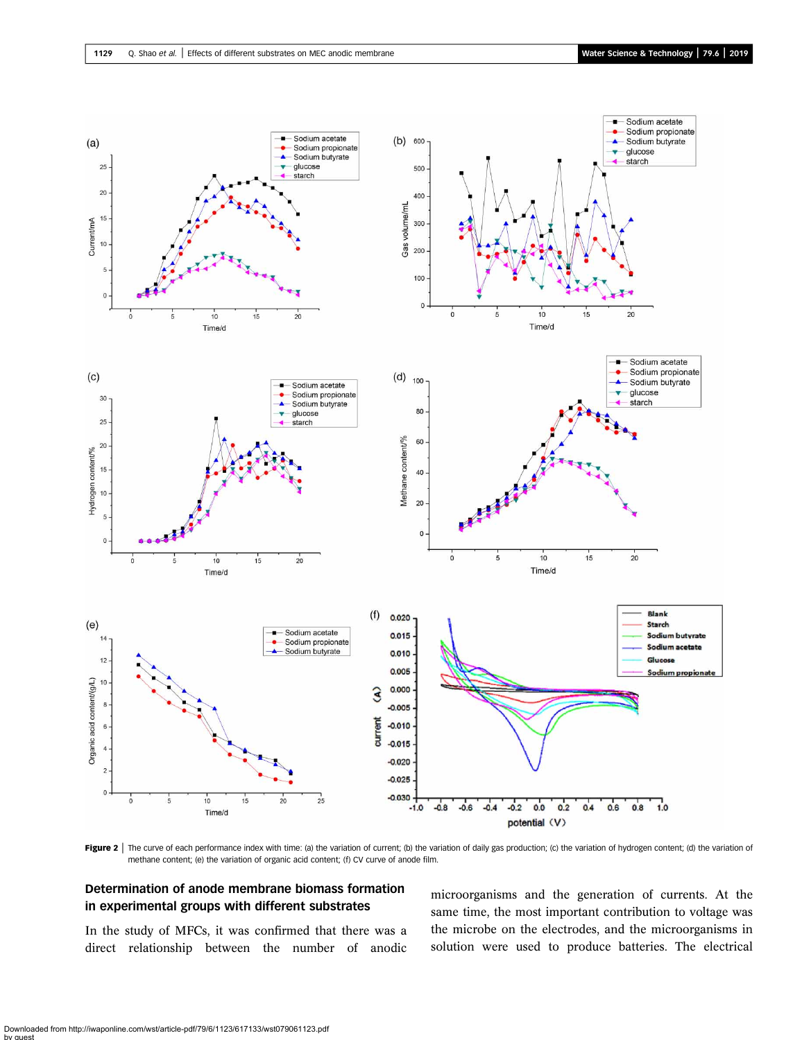Figure 2 | The curve of each performance index with time: (a) the variation of current; (b) the variation of daily gas production; (c) the variation of hydrogen content; (d) the variation of methane content; (e) the variation of organic acid content; (f) CV curve of anode film.

## Determination of anode membrane biomass formation in experimental groups with different substrates

In the study of MFCs, it was confirmed that there was a direct relationship between the number of anodic microorganisms and the generation of currents. At the same time, the most important contribution to voltage was the microbe on the electrodes, and the microorganisms in solution were used to produce batteries. The electrical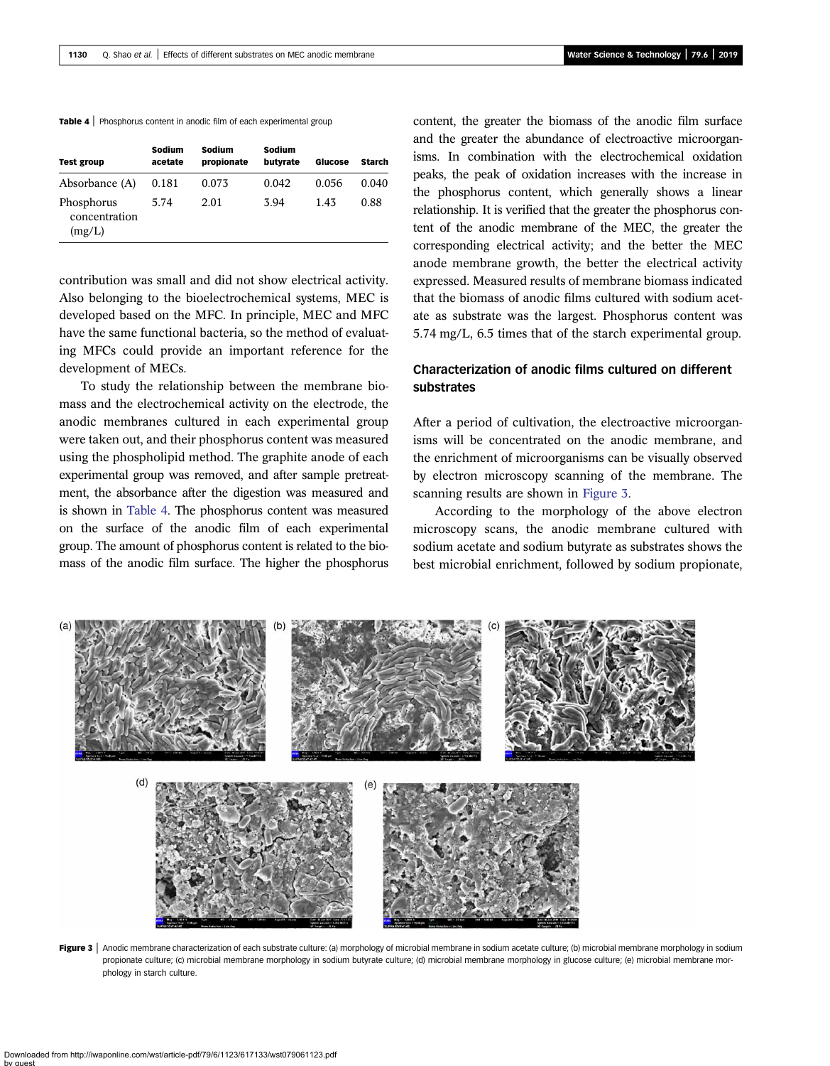**Table 4** | Phosphorus content in anodic film of each experimental group

| Test group | Sodium acetate | Sodium propionate | Sodium butyrate | Glucose | Starch |
|---|---|---|---|---|---|
| Absorbance (A) | 0.181 | 0.073 | 0.042 | 0.056 | 0.040 |
| Phosphorus concentration (mg/L) | 5.74 | 2.01 | 3.94 | 1.43 | 0.88 |

contribution was small and did not show electrical activity. Also belonging to the bioelectrochemical systems, MEC is developed based on the MFC. In principle, MEC and MFC have the same functional bacteria, so the method of evaluating MFCs could provide an important reference for the development of MECs.

To study the relationship between the membrane biomass and the electrochemical activity on the electrode, the anodic membranes cultured in each experimental group were taken out, and their phosphorus content was measured using the phospholipid method. The graphite anode of each experimental group was removed, and after sample pretreatment, the absorbance after the digestion was measured and is shown in Table 4. The phosphorus content was measured on the surface of the anodic film of each experimental group. The amount of phosphorus content is related to the biomass of the anodic film surface. The higher the phosphorus content, the greater the biomass of the anodic film surface and the greater the abundance of electroactive microorganisms. In combination with the electrochemical oxidation peaks, the peak of oxidation increases with the increase in the phosphorus content, which generally shows a linear relationship. It is verified that the greater the phosphorus content of the anodic membrane of the MEC, the greater the corresponding electrical activity; and the better the MEC anode membrane growth, the better the electrical activity expressed. Measured results of membrane biomass indicated that the biomass of anodic films cultured with sodium acetate as substrate was the largest. Phosphorus content was 5.74 mg/L, 6.5 times that of the starch experimental group.

## Characterization of anodic films cultured on different substrates

After a period of cultivation, the electroactive microorganisms will be concentrated on the anodic membrane, and the enrichment of microorganisms can be visually observed by electron microscopy scanning of the membrane. The scanning results are shown in Figure 3.

According to the morphology of the above electron microscopy scans, the anodic membrane cultured with sodium acetate and sodium butyrate as substrates shows the best microbial enrichment, followed by sodium propionate,

**Figure 3** | Anodic membrane characterization of each substrate culture: (a) morphology of microbial membrane in sodium acetate culture; (b) microbial membrane morphology in sodium propionate culture; (c) microbial membrane morphology in sodium butyrate culture; (d) microbial membrane morphology in glucose culture; (e) microbial membrane morphology in starch culture.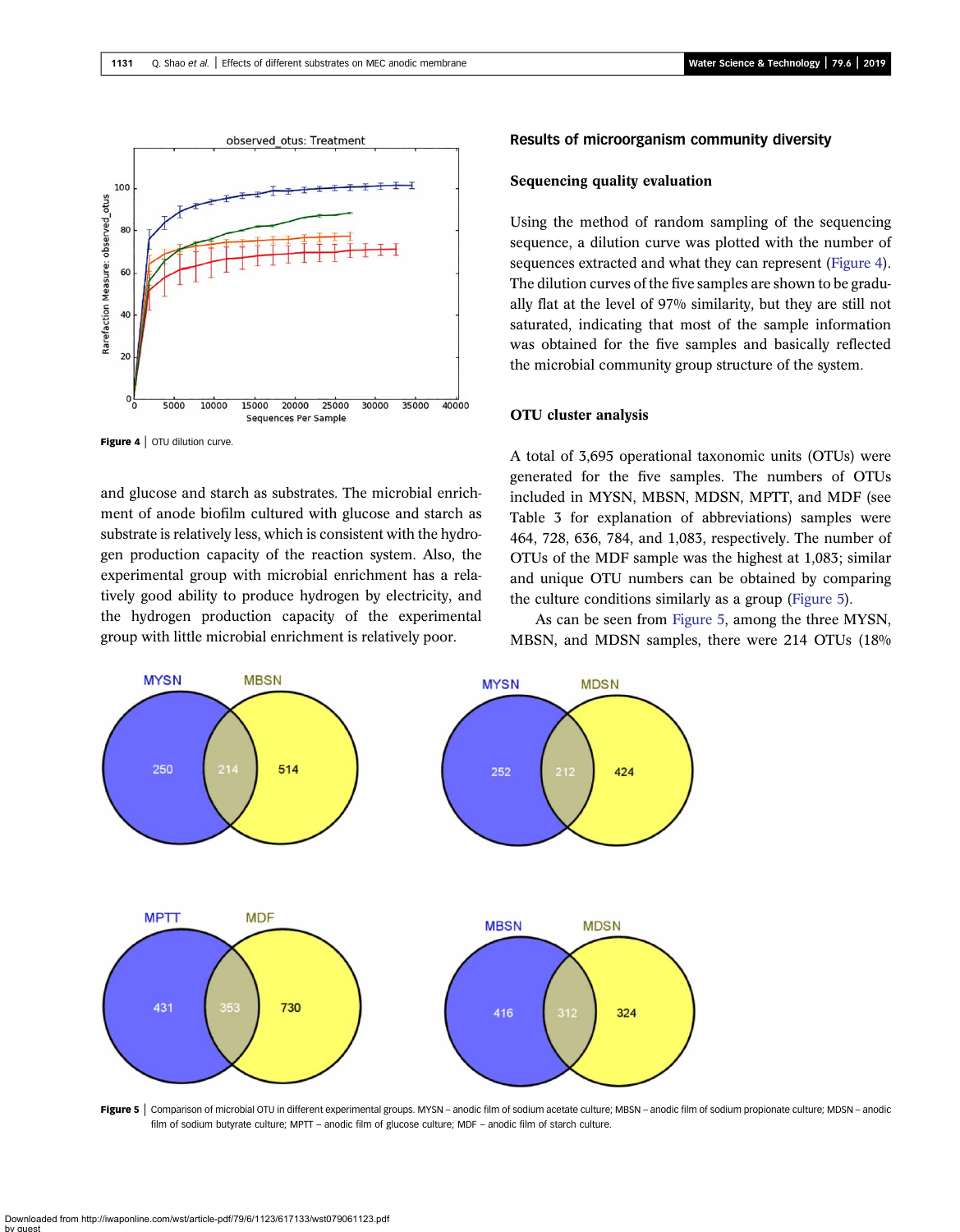Figure 4 | OTU dilution curve.

and glucose and starch as substrates. The microbial enrichment of anode biofilm cultured with glucose and starch as substrate is relatively less, which is consistent with the hydrogen production capacity of the reaction system. Also, the experimental group with microbial enrichment has a relatively good ability to produce hydrogen by electricity, and the hydrogen production capacity of the experimental group with little microbial enrichment is relatively poor.

## Results of microorganism community diversity

### Sequencing quality evaluation

Using the method of random sampling of the sequencing sequence, a dilution curve was plotted with the number of sequences extracted and what they can represent (Figure 4). The dilution curves of the five samples are shown to be gradually flat at the level of 97% similarity, but they are still not saturated, indicating that most of the sample information was obtained for the five samples and basically reflected the microbial community group structure of the system.

### OTU cluster analysis

A total of 3,695 operational taxonomic units (OTUs) were generated for the five samples. The numbers of OTUs included in MYSN, MBSN, MDSN, MPTT, and MDF (see Table 3 for explanation of abbreviations) samples were 464, 728, 636, 784, and 1,083, respectively. The number of OTUs of the MDF sample was the highest at 1,083; similar and unique OTU numbers can be obtained by comparing the culture conditions similarly as a group (Figure 5).

As can be seen from Figure 5, among the three MYSN, MBSN, and MDSN samples, there were 214 OTUs (18%

Figure 5 | Comparison of microbial OTU in different experimental groups. MYSN – anodic film of sodium acetate culture; MBSN – anodic film of sodium propionate culture; MDSN – anodic film of sodium butyrate culture; MPTT – anodic film of glucose culture; MDF – anodic film of starch culture.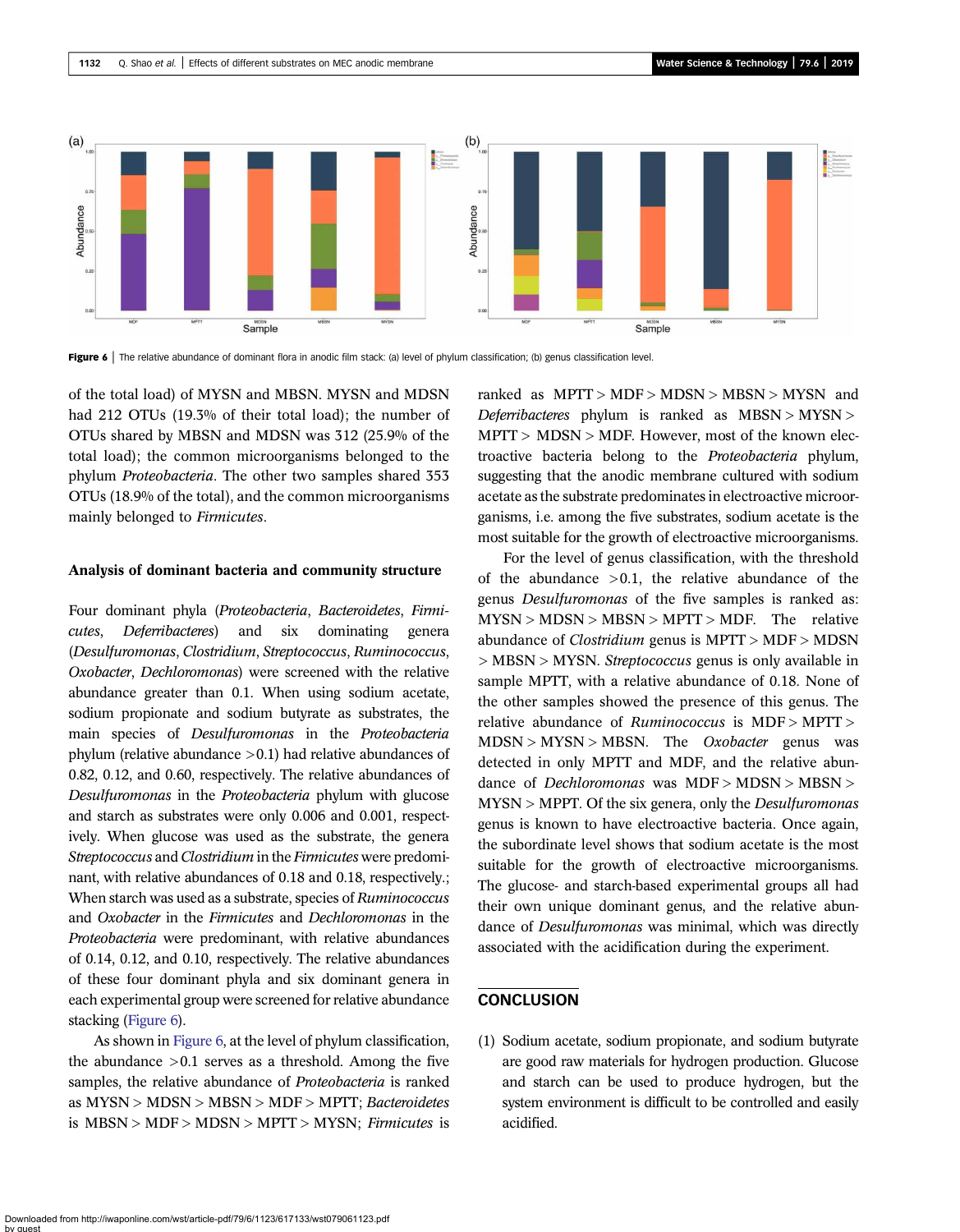Figure 6 | The relative abundance of dominant flora in anodic film stack: (a) level of phylum classification; (b) genus classification level.

of the total load) of MYSN and MBSN. MYSN and MDSN had 212 OTUs (19.3% of their total load); the number of OTUs shared by MBSN and MDSN was 312 (25.9% of the total load); the common microorganisms belonged to the phylum *Proteobacteria*. The other two samples shared 353 OTUs (18.9% of the total), and the common microorganisms mainly belonged to *Firmicutes*.

### Analysis of dominant bacteria and community structure

Four dominant phyla (*Proteobacteria*, *Bacteroidetes*, *Firmicutes*, *Deferribacteres*) and six dominating genera (*Desulfuromonas*, *Clostridium*, *Streptococcus*, *Ruminococcus*, *Oxobacter*, *Dechloromonas*) were screened with the relative abundance greater than 0.1. When using sodium acetate, sodium propionate and sodium butyrate as substrates, the main species of *Desulfuromonas* in the *Proteobacteria* phylum (relative abundance >0.1) had relative abundances of 0.82, 0.12, and 0.60, respectively. The relative abundances of *Desulfuromonas* in the *Proteobacteria* phylum with glucose and starch as substrates were only 0.006 and 0.001, respectively. When glucose was used as the substrate, the genera *Streptococcus* and *Clostridium* in the *Firmicutes* were predominant, with relative abundances of 0.18 and 0.18, respectively.; When starch was used as a substrate, species of *Ruminococcus* and *Oxobacter* in the *Firmicutes* and *Dechloromonas* in the *Proteobacteria* were predominant, with relative abundances of 0.14, 0.12, and 0.10, respectively. The relative abundances of these four dominant phyla and six dominant genera in each experimental group were screened for relative abundance stacking (Figure 6).

As shown in Figure 6, at the level of phylum classification, the abundance >0.1 serves as a threshold. Among the five samples, the relative abundance of *Proteobacteria* is ranked as MYSN > MDSN > MBSN > MDF > MPTT; *Bacteroidetes* is MBSN > MDF > MDSN > MPTT > MYSN; *Firmicutes* is ranked as MPTT > MDF > MDSN > MBSN > MYSN and *Deferribacteres* phylum is ranked as MBSN > MYSN > MPTT > MDSN > MDF. However, most of the known electroactive bacteria belong to the *Proteobacteria* phylum, suggesting that the anodic membrane cultured with sodium acetate as the substrate predominates in electroactive microorganisms, i.e. among the five substrates, sodium acetate is the most suitable for the growth of electroactive microorganisms.

For the level of genus classification, with the threshold of the abundance >0.1, the relative abundance of the genus *Desulfuromonas* of the five samples is ranked as: MYSN > MDSN > MBSN > MPTT > MDF. The relative abundance of *Clostridium* genus is MPTT > MDF > MDSN > MBSN > MYSN. *Streptococcus* genus is only available in sample MPTT, with a relative abundance of 0.18. None of the other samples showed the presence of this genus. The relative abundance of *Ruminococcus* is MDF > MPTT > MDSN > MYSN > MBSN. The *Oxobacter* genus was detected in only MPTT and MDF, and the relative abundance of *Dechloromonas* was MDF > MDSN > MBSN > MYSN > MPPT. Of the six genera, only the *Desulfuromonas* genus is known to have electroactive bacteria. Once again, the subordinate level shows that sodium acetate is the most suitable for the growth of electroactive microorganisms. The glucose- and starch-based experimental groups all had their own unique dominant genus, and the relative abundance of *Desulfuromonas* was minimal, which was directly associated with the acidification during the experiment.

## CONCLUSION

(1) Sodium acetate, sodium propionate, and sodium butyrate are good raw materials for hydrogen production. Glucose and starch can be used to produce hydrogen, but the system environment is difficult to be controlled and easily acidified.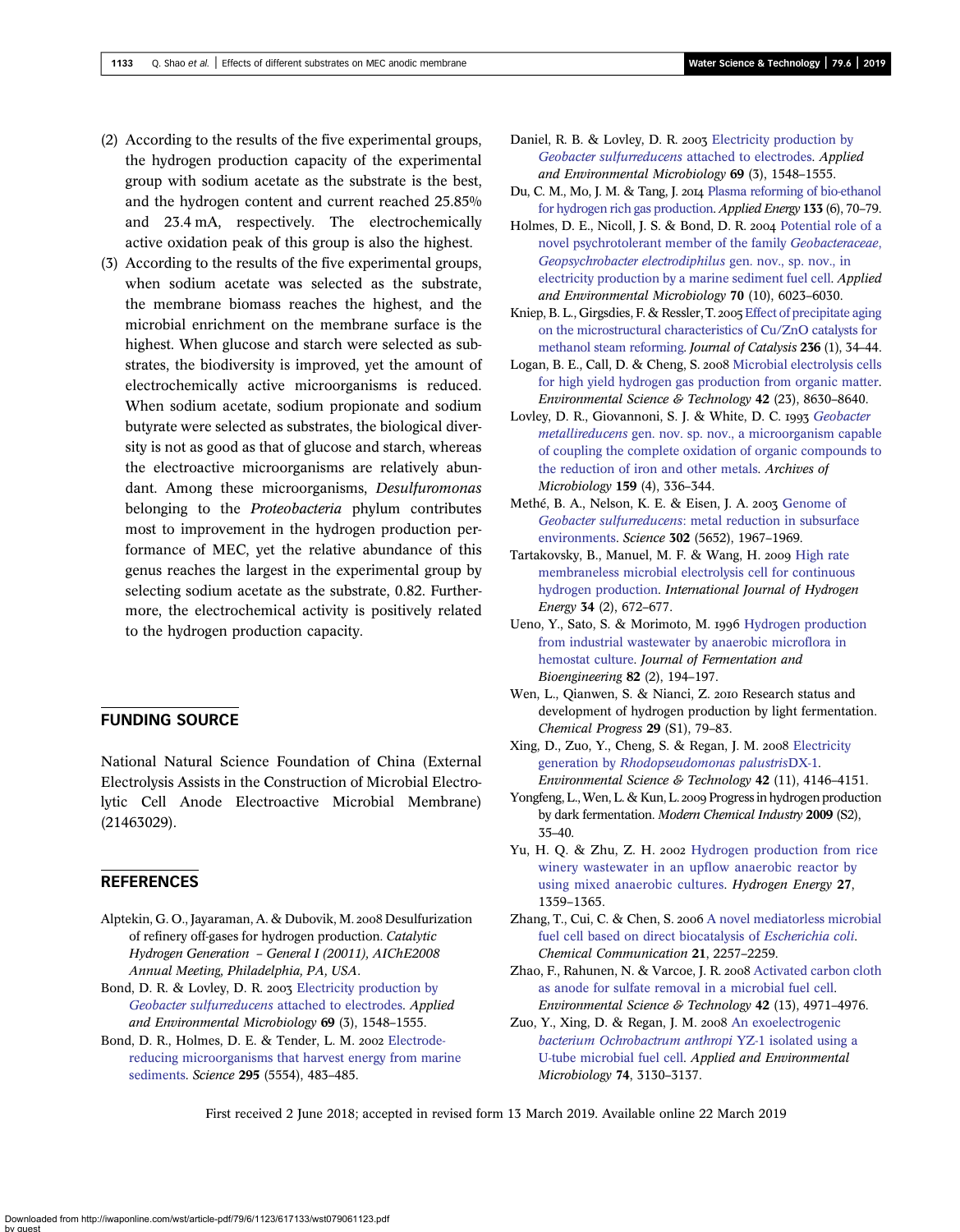(2) According to the results of the five experimental groups, the hydrogen production capacity of the experimental group with sodium acetate as the substrate is the best, and the hydrogen content and current reached 25.85% and 23.4 mA, respectively. The electrochemically active oxidation peak of this group is also the highest.
(3) According to the results of the five experimental groups, when sodium acetate was selected as the substrate, the membrane biomass reaches the highest, and the microbial enrichment on the membrane surface is the highest. When glucose and starch were selected as substrates, the biodiversity is improved, yet the amount of electrochemically active microorganisms is reduced. When sodium acetate, sodium propionate and sodium butyrate were selected as substrates, the biological diversity is not as good as that of glucose and starch, whereas the electroactive microorganisms are relatively abundant. Among these microorganisms, *Desulfuromonas* belonging to the *Proteobacteria* phylum contributes most to improvement in the hydrogen production performance of MEC, yet the relative abundance of this genus reaches the largest in the experimental group by selecting sodium acetate as the substrate, 0.82. Furthermore, the electrochemical activity is positively related to the hydrogen production capacity.

## FUNDING SOURCE

National Natural Science Foundation of China (External Electrolysis Assists in the Construction of Microbial Electrolytic Cell Anode Electroactive Microbial Membrane) (21463029).

## REFERENCES

Alptekin, G. O., Jayaraman, A. & Dubovik, M. 2008 Desulfurization of refinery off-gases for hydrogen production. *Catalytic Hydrogen Generation – General I (20011), AIChE2008 Annual Meeting, Philadelphia, PA, USA*.

Bond, D. R. & Lovley, D. R. 2003 Electricity production by *Geobacter sulfurreducens* attached to electrodes. *Applied and Environmental Microbiology* **69** (3), 1548–1555.

Bond, D. R., Holmes, D. E. & Tender, L. M. 2002 Electrode-reducing microorganisms that harvest energy from marine sediments. *Science* **295** (5554), 483–485.

Daniel, R. B. & Lovley, D. R. 2003 Electricity production by *Geobacter sulfurreducens* attached to electrodes. *Applied and Environmental Microbiology* **69** (3), 1548–1555.

Du, C. M., Mo, J. M. & Tang, J. 2014 Plasma reforming of bio-ethanol for hydrogen rich gas production. *Applied Energy* **133** (6), 70–79.

Holmes, D. E., Nicoll, J. S. & Bond, D. R. 2004 Potential role of a novel psychrotolerant member of the family *Geobacteraceae*, *Geopsychrobacter electrodiphilus* gen. nov., sp. nov., in electricity production by a marine sediment fuel cell. *Applied and Environmental Microbiology* **70** (10), 6023–6030.

Kniep, B. L., Girgsdies, F. & Ressler, T. 2005 Effect of precipitate aging on the microstructural characteristics of Cu/ZnO catalysts for methanol steam reforming. *Journal of Catalysis* **236** (1), 34–44.

Logan, B. E., Call, D. & Cheng, S. 2008 Microbial electrolysis cells for high yield hydrogen gas production from organic matter. *Environmental Science & Technology* **42** (23), 8630–8640.

Lovley, D. R., Giovannoni, S. J. & White, D. C. 1993 *Geobacter metallireducens* gen. nov. sp. nov., a microorganism capable of coupling the complete oxidation of organic compounds to the reduction of iron and other metals. *Archives of Microbiology* **159** (4), 336–344.

Methé, B. A., Nelson, K. E. & Eisen, J. A. 2003 Genome of *Geobacter sulfurreducens*: metal reduction in subsurface environments. *Science* **302** (5652), 1967–1969.

Tartakovsky, B., Manuel, M. F. & Wang, H. 2009 High rate membraneless microbial electrolysis cell for continuous hydrogen production. *International Journal of Hydrogen Energy* **34** (2), 672–677.

Ueno, Y., Sato, S. & Morimoto, M. 1996 Hydrogen production from industrial wastewater by anaerobic microflora in hemostat culture. *Journal of Fermentation and Bioengineering* **82** (2), 194–197.

Wen, L., Qianwen, S. & Nianci, Z. 2010 Research status and development of hydrogen production by light fermentation. *Chemical Progress* **29** (S1), 79–83.

Xing, D., Zuo, Y., Cheng, S. & Regan, J. M. 2008 Electricity generation by *Rhodopseudomonas palustris*DX-1. *Environmental Science & Technology* **42** (11), 4146–4151.

Yongfeng, L., Wen, L. & Kun, L. 2009 Progress in hydrogen production by dark fermentation. *Modern Chemical Industry* **2009** (S2), 35–40.

Yu, H. Q. & Zhu, Z. H. 2002 Hydrogen production from rice winery wastewater in an upflow anaerobic reactor by using mixed anaerobic cultures. *Hydrogen Energy* **27**, 1359–1365.

Zhang, T., Cui, C. & Chen, S. 2006 A novel mediatorless microbial fuel cell based on direct biocatalysis of *Escherichia coli*. *Chemical Communication* **21**, 2257–2259.

Zhao, F., Rahunen, N. & Varcoe, J. R. 2008 Activated carbon cloth as anode for sulfate removal in a microbial fuel cell. *Environmental Science & Technology* **42** (13), 4971–4976.

Zuo, Y., Xing, D. & Regan, J. M. 2008 An exoelectrogenic bacterium *Ochrobactrum anthropi* YZ-1 isolated using a U-tube microbial fuel cell. *Applied and Environmental Microbiology* **74**, 3130–3137.

First received 2 June 2018; accepted in revised form 13 March 2019. Available online 22 March 2019